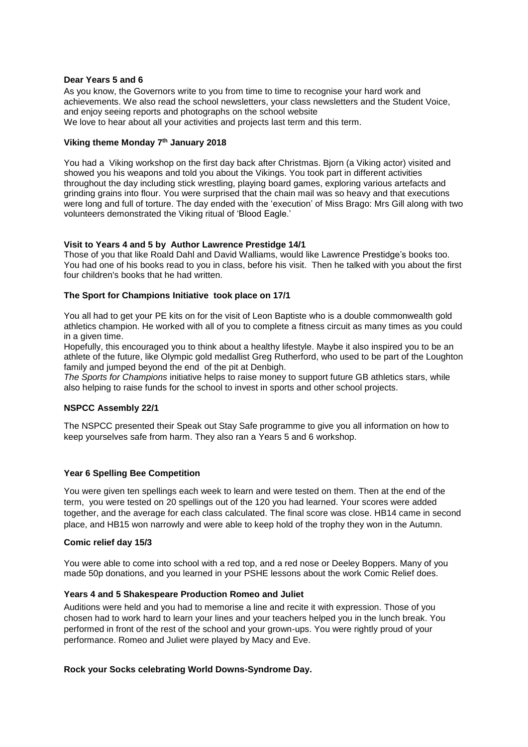**Dear Years 5 and 6**

As you know, the Governors write to you from time to time to recognise your hard work and achievements. We also read the school newsletters, your class newsletters and the Student Voice, and enjoy seeing reports and photographs on the school website

We love to hear about all your activities and projects last term and this term.

**Viking theme Monday 7th January 2018**

You had a Viking workshop on the first day back after Christmas. Bjorn (a Viking actor) visited and showed you his weapons and told you about the Vikings. You took part in different activities throughout the day including stick wrestling, playing board games, exploring various artefacts and grinding grains into flour. You were surprised that the chain mail was so heavy and that executions were long and full of torture. The day ended with the 'execution' of Miss Brago: Mrs Gill along with two volunteers demonstrated the Viking ritual of 'Blood Eagle.'

**Visit to Years 4 and 5 by Author Lawrence Prestidge 14/1**

Those of you that like Roald Dahl and David Walliams, would like Lawrence Prestidge's books too. You had one of his books read to you in class, before his visit. Then he talked with you about the first four children's books that he had written.

**The Sport for Champions Initiative took place on 17/1**

You all had to get your PE kits on for the visit of Leon Baptiste who is a double commonwealth gold athletics champion. He worked with all of you to complete a fitness circuit as many times as you could in a given time.

Hopefully, this encouraged you to think about a healthy lifestyle. Maybe it also inspired you to be an athlete of the future, like Olympic gold medallist Greg Rutherford, who used to be part of the Loughton family and jumped beyond the end of the pit at Denbigh.

*The Sports for Champions* initiative helps to raise money to support future GB athletics stars, while also helping to raise funds for the school to invest in sports and other school projects.

**NSPCC Assembly 22/1**

The NSPCC presented their Speak out Stay Safe programme to give you all information on how to keep yourselves safe from harm. They also ran a Years 5 and 6 workshop.

**Year 6 Spelling Bee Competition**

You were given ten spellings each week to learn and were tested on them. Then at the end of the term, you were tested on 20 spellings out of the 120 you had learned. Your scores were added together, and the average for each class calculated. The final score was close. HB14 came in second place, and HB15 won narrowly and were able to keep hold of the trophy they won in the Autumn.

**Comic relief day 15/3**

You were able to come into school with a red top, and a red nose or Deeley Boppers. Many of you made 50p donations, and you learned in your PSHE lessons about the work Comic Relief does.

**Years 4 and 5 Shakespeare Production Romeo and Juliet**

Auditions were held and you had to memorise a line and recite it with expression. Those of you chosen had to work hard to learn your lines and your teachers helped you in the lunch break. You performed in front of the rest of the school and your grown-ups. You were rightly proud of your performance. Romeo and Juliet were played by Macy and Eve.

**Rock your Socks celebrating World Downs-Syndrome Day.**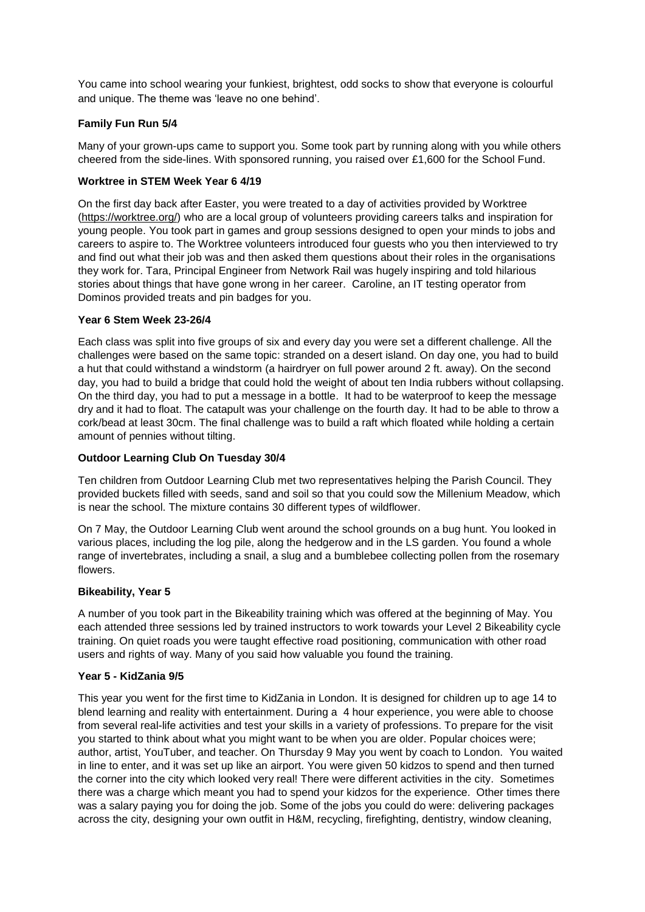You came into school wearing your funkiest, brightest, odd socks to show that everyone is colourful and unique. The theme was 'leave no one behind'.

**Family Fun Run 5/4**

Many of your grown-ups came to support you. Some took part by running along with you while others cheered from the side-lines. With sponsored running, you raised over £1,600 for the School Fund.

**Worktree in STEM Week Year 6 4/19**

On the first day back after Easter, you were treated to a day of activities provided by Worktree (https://worktree.org/) who are a local group of volunteers providing careers talks and inspiration for young people. You took part in games and group sessions designed to open your minds to jobs and careers to aspire to. The Worktree volunteers introduced four guests who you then interviewed to try and find out what their job was and then asked them questions about their roles in the organisations they work for. Tara, Principal Engineer from Network Rail was hugely inspiring and told hilarious stories about things that have gone wrong in her career. Caroline, an IT testing operator from Dominos provided treats and pin badges for you.

**Year 6 Stem Week 23-26/4**

Each class was split into five groups of six and every day you were set a different challenge. All the challenges were based on the same topic: stranded on a desert island. On day one, you had to build a hut that could withstand a windstorm (a hairdryer on full power around 2 ft. away). On the second day, you had to build a bridge that could hold the weight of about ten India rubbers without collapsing. On the third day, you had to put a message in a bottle. It had to be waterproof to keep the message dry and it had to float. The catapult was your challenge on the fourth day. It had to be able to throw a cork/bead at least 30cm. The final challenge was to build a raft which floated while holding a certain amount of pennies without tilting.

**Outdoor Learning Club On Tuesday 30/4**

Ten children from Outdoor Learning Club met two representatives helping the Parish Council. They provided buckets filled with seeds, sand and soil so that you could sow the Millenium Meadow, which is near the school. The mixture contains 30 different types of wildflower.

On 7 May, the Outdoor Learning Club went around the school grounds on a bug hunt. You looked in various places, including the log pile, along the hedgerow and in the LS garden. You found a whole range of invertebrates, including a snail, a slug and a bumblebee collecting pollen from the rosemary flowers.

**Bikeability, Year 5**

A number of you took part in the Bikeability training which was offered at the beginning of May. You each attended three sessions led by trained instructors to work towards your Level 2 Bikeability cycle training. On quiet roads you were taught effective road positioning, communication with other road users and rights of way. Many of you said how valuable you found the training.

**Year 5 - KidZania 9/5**

This year you went for the first time to KidZania in London. It is designed for children up to age 14 to blend learning and reality with entertainment. During a 4 hour experience, you were able to choose from several real-life activities and test your skills in a variety of professions. To prepare for the visit you started to think about what you might want to be when you are older. Popular choices were; author, artist, YouTuber, and teacher. On Thursday 9 May you went by coach to London. You waited in line to enter, and it was set up like an airport. You were given 50 kidzos to spend and then turned the corner into the city which looked very real! There were different activities in the city. Sometimes there was a charge which meant you had to spend your kidzos for the experience. Other times there was a salary paying you for doing the job. Some of the jobs you could do were: delivering packages across the city, designing your own outfit in H&M, recycling, firefighting, dentistry, window cleaning,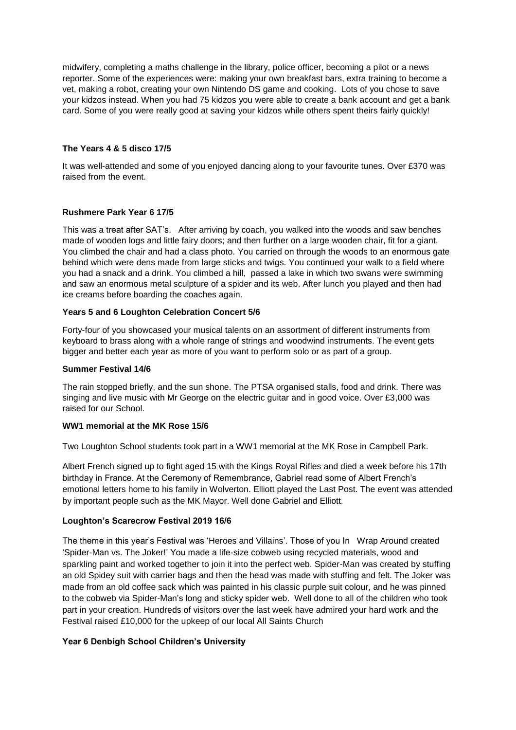midwifery, completing a maths challenge in the library, police officer, becoming a pilot or a news reporter. Some of the experiences were: making your own breakfast bars, extra training to become a vet, making a robot, creating your own Nintendo DS game and cooking. Lots of you chose to save your kidzos instead. When you had 75 kidzos you were able to create a bank account and get a bank card. Some of you were really good at saving your kidzos while others spent theirs fairly quickly!

**The Years 4 & 5 disco 17/5**

It was well-attended and some of you enjoyed dancing along to your favourite tunes. Over £370 was raised from the event.

**Rushmere Park Year 6 17/5**

This was a treat after SAT's. After arriving by coach, you walked into the woods and saw benches made of wooden logs and little fairy doors; and then further on a large wooden chair, fit for a giant. You climbed the chair and had a class photo. You carried on through the woods to an enormous gate behind which were dens made from large sticks and twigs. You continued your walk to a field where you had a snack and a drink. You climbed a hill, passed a lake in which two swans were swimming and saw an enormous metal sculpture of a spider and its web. After lunch you played and then had ice creams before boarding the coaches again.

**Years 5 and 6 Loughton Celebration Concert 5/6**

Forty-four of you showcased your musical talents on an assortment of different instruments from keyboard to brass along with a whole range of strings and woodwind instruments. The event gets bigger and better each year as more of you want to perform solo or as part of a group.

**Summer Festival 14/6**

The rain stopped briefly, and the sun shone. The PTSA organised stalls, food and drink. There was singing and live music with Mr George on the electric guitar and in good voice. Over £3,000 was raised for our School.

**WW1 memorial at the MK Rose 15/6**

Two Loughton School students took part in a WW1 memorial at the MK Rose in Campbell Park.

Albert French signed up to fight aged 15 with the Kings Royal Rifles and died a week before his 17th birthday in France. At the Ceremony of Remembrance, Gabriel read some of Albert French's emotional letters home to his family in Wolverton. Elliott played the Last Post. The event was attended by important people such as the MK Mayor. Well done Gabriel and Elliott.

**Loughton's Scarecrow Festival 2019 16/6**

The theme in this year's Festival was 'Heroes and Villains'. Those of you In Wrap Around created 'Spider-Man vs. The Joker!' You made a life-size cobweb using recycled materials, wood and sparkling paint and worked together to join it into the perfect web. Spider-Man was created by stuffing an old Spidey suit with carrier bags and then the head was made with stuffing and felt. The Joker was made from an old coffee sack which was painted in his classic purple suit colour, and he was pinned to the cobweb via Spider-Man's long and sticky spider web. Well done to all of the children who took part in your creation. Hundreds of visitors over the last week have admired your hard work and the Festival raised £10,000 for the upkeep of our local All Saints Church

**Year 6 Denbigh School Children's University**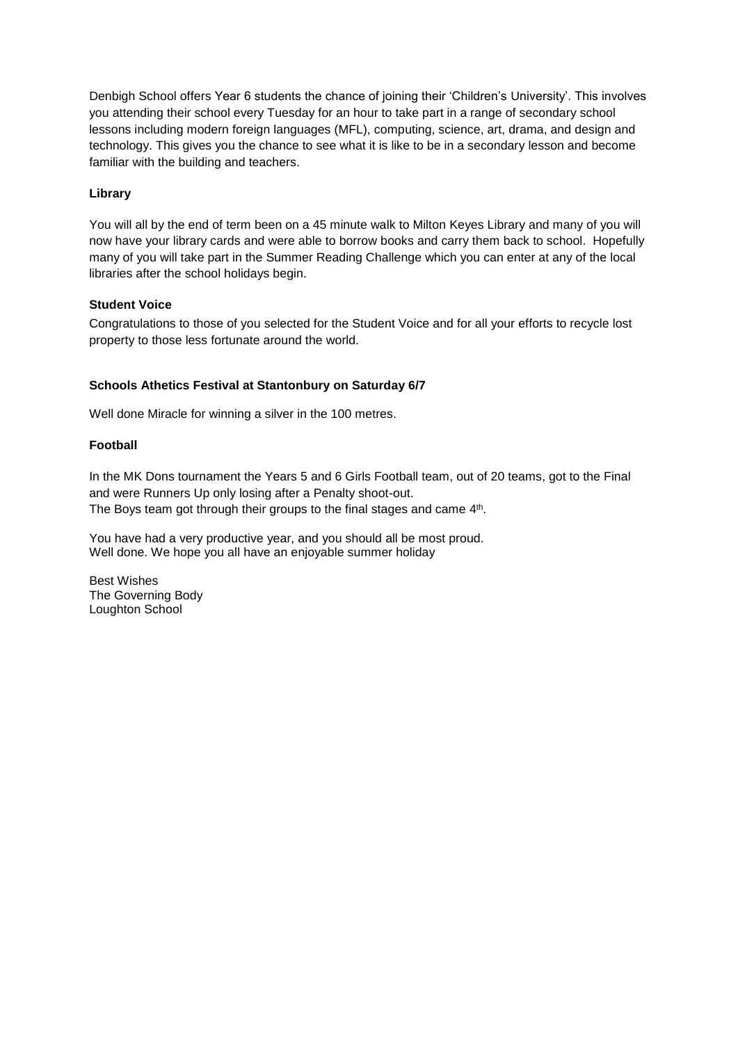Denbigh School offers Year 6 students the chance of joining their 'Children's University'. This involves you attending their school every Tuesday for an hour to take part in a range of secondary school lessons including modern foreign languages (MFL), computing, science, art, drama, and design and technology. This gives you the chance to see what it is like to be in a secondary lesson and become familiar with the building and teachers.

**Library**

You will all by the end of term been on a 45 minute walk to Milton Keyes Library and many of you will now have your library cards and were able to borrow books and carry them back to school. Hopefully many of you will take part in the Summer Reading Challenge which you can enter at any of the local libraries after the school holidays begin.

**Student Voice**

Congratulations to those of you selected for the Student Voice and for all your efforts to recycle lost property to those less fortunate around the world.

**Schools Athetics Festival at Stantonbury on Saturday 6/7**

Well done Miracle for winning a silver in the 100 metres.

**Football**

In the MK Dons tournament the Years 5 and 6 Girls Football team, out of 20 teams, got to the Final and were Runners Up only losing after a Penalty shoot-out.
The Boys team got through their groups to the final stages and came 4th.

You have had a very productive year, and you should all be most proud.
Well done. We hope you all have an enjoyable summer holiday

Best Wishes
The Governing Body
Loughton School